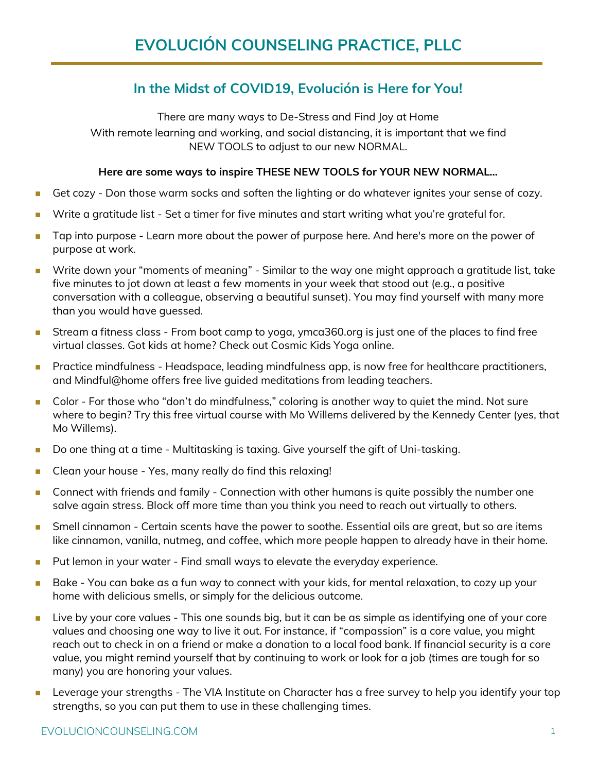# EVOLUCIÓN COUNSELING PRACTICE, PLLC

## In the Midst of COVID19, Evolución is Here for You!

There are many ways to De-Stress and Find Joy at Home
With remote learning and working, and social distancing, it is important that we find NEW TOOLS to adjust to our new NORMAL.

**Here are some ways to inspire THESE NEW TOOLS for YOUR NEW NORMAL...**

- Get cozy - Don those warm socks and soften the lighting or do whatever ignites your sense of cozy.
- Write a gratitude list - Set a timer for five minutes and start writing what you're grateful for.
- Tap into purpose - Learn more about the power of purpose here. And here's more on the power of purpose at work.
- Write down your "moments of meaning" - Similar to the way one might approach a gratitude list, take five minutes to jot down at least a few moments in your week that stood out (e.g., a positive conversation with a colleague, observing a beautiful sunset). You may find yourself with many more than you would have guessed.
- Stream a fitness class - From boot camp to yoga, ymca360.org is just one of the places to find free virtual classes. Got kids at home? Check out Cosmic Kids Yoga online.
- Practice mindfulness - Headspace, leading mindfulness app, is now free for healthcare practitioners, and Mindful@home offers free live guided meditations from leading teachers.
- Color - For those who "don't do mindfulness," coloring is another way to quiet the mind. Not sure where to begin? Try this free virtual course with Mo Willems delivered by the Kennedy Center (yes, that Mo Willems).
- Do one thing at a time - Multitasking is taxing. Give yourself the gift of Uni-tasking.
- Clean your house - Yes, many really do find this relaxing!
- Connect with friends and family - Connection with other humans is quite possibly the number one salve again stress. Block off more time than you think you need to reach out virtually to others.
- Smell cinnamon - Certain scents have the power to soothe. Essential oils are great, but so are items like cinnamon, vanilla, nutmeg, and coffee, which more people happen to already have in their home.
- Put lemon in your water - Find small ways to elevate the everyday experience.
- Bake - You can bake as a fun way to connect with your kids, for mental relaxation, to cozy up your home with delicious smells, or simply for the delicious outcome.
- Live by your core values - This one sounds big, but it can be as simple as identifying one of your core values and choosing one way to live it out. For instance, if "compassion" is a core value, you might reach out to check in on a friend or make a donation to a local food bank. If financial security is a core value, you might remind yourself that by continuing to work or look for a job (times are tough for so many) you are honoring your values.
- Leverage your strengths - The VIA Institute on Character has a free survey to help you identify your top strengths, so you can put them to use in these challenging times.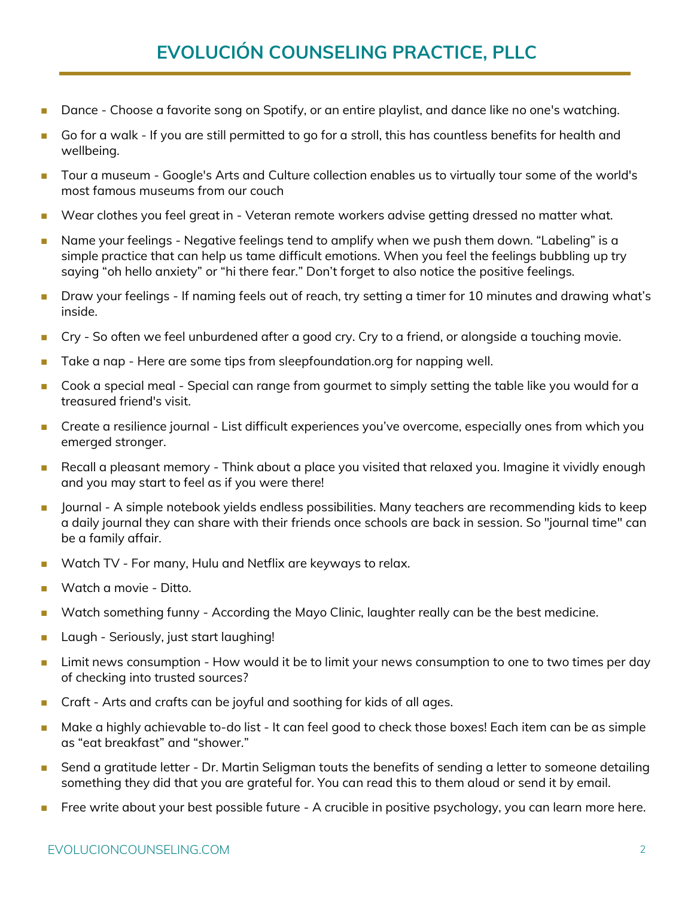- Dance - Choose a favorite song on Spotify, or an entire playlist, and dance like no one's watching.
- Go for a walk - If you are still permitted to go for a stroll, this has countless benefits for health and wellbeing.
- Tour a museum - Google's Arts and Culture collection enables us to virtually tour some of the world's most famous museums from our couch
- Wear clothes you feel great in - Veteran remote workers advise getting dressed no matter what.
- Name your feelings - Negative feelings tend to amplify when we push them down. “Labeling” is a simple practice that can help us tame difficult emotions. When you feel the feelings bubbling up try saying “oh hello anxiety” or “hi there fear.” Don’t forget to also notice the positive feelings.
- Draw your feelings - If naming feels out of reach, try setting a timer for 10 minutes and drawing what’s inside.
- Cry - So often we feel unburdened after a good cry. Cry to a friend, or alongside a touching movie.
- Take a nap - Here are some tips from sleepfoundation.org for napping well.
- Cook a special meal - Special can range from gourmet to simply setting the table like you would for a treasured friend's visit.
- Create a resilience journal - List difficult experiences you’ve overcome, especially ones from which you emerged stronger.
- Recall a pleasant memory - Think about a place you visited that relaxed you. Imagine it vividly enough and you may start to feel as if you were there!
- Journal - A simple notebook yields endless possibilities. Many teachers are recommending kids to keep a daily journal they can share with their friends once schools are back in session. So "journal time" can be a family affair.
- Watch TV - For many, Hulu and Netflix are keyways to relax.
- Watch a movie - Ditto.
- Watch something funny - According the Mayo Clinic, laughter really can be the best medicine.
- Laugh - Seriously, just start laughing!
- Limit news consumption - How would it be to limit your news consumption to one to two times per day of checking into trusted sources?
- Craft - Arts and crafts can be joyful and soothing for kids of all ages.
- Make a highly achievable to-do list - It can feel good to check those boxes! Each item can be as simple as “eat breakfast” and “shower.”
- Send a gratitude letter - Dr. Martin Seligman touts the benefits of sending a letter to someone detailing something they did that you are grateful for. You can read this to them aloud or send it by email.
- Free write about your best possible future - A crucible in positive psychology, you can learn more here.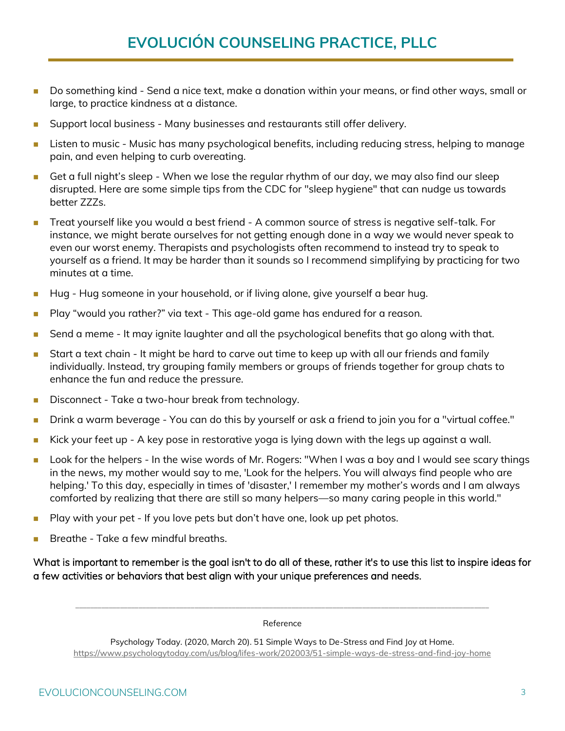- Do something kind - Send a nice text, make a donation within your means, or find other ways, small or large, to practice kindness at a distance.
- Support local business - Many businesses and restaurants still offer delivery.
- Listen to music - Music has many psychological benefits, including reducing stress, helping to manage pain, and even helping to curb overeating.
- Get a full night's sleep - When we lose the regular rhythm of our day, we may also find our sleep disrupted. Here are some simple tips from the CDC for "sleep hygiene" that can nudge us towards better ZZZs.
- Treat yourself like you would a best friend - A common source of stress is negative self-talk. For instance, we might berate ourselves for not getting enough done in a way we would never speak to even our worst enemy. Therapists and psychologists often recommend to instead try to speak to yourself as a friend. It may be harder than it sounds so I recommend simplifying by practicing for two minutes at a time.
- Hug - Hug someone in your household, or if living alone, give yourself a bear hug.
- Play "would you rather?" via text - This age-old game has endured for a reason.
- Send a meme - It may ignite laughter and all the psychological benefits that go along with that.
- Start a text chain - It might be hard to carve out time to keep up with all our friends and family individually. Instead, try grouping family members or groups of friends together for group chats to enhance the fun and reduce the pressure.
- Disconnect - Take a two-hour break from technology.
- Drink a warm beverage - You can do this by yourself or ask a friend to join you for a "virtual coffee."
- Kick your feet up - A key pose in restorative yoga is lying down with the legs up against a wall.
- Look for the helpers - In the wise words of Mr. Rogers: "When I was a boy and I would see scary things in the news, my mother would say to me, 'Look for the helpers. You will always find people who are helping.' To this day, especially in times of 'disaster,' I remember my mother's words and I am always comforted by realizing that there are still so many helpers—so many caring people in this world."
- Play with your pet - If you love pets but don't have one, look up pet photos.
- Breathe - Take a few mindful breaths.

What is important to remember is the goal isn't to do all of these, rather it's to use this list to inspire ideas for a few activities or behaviors that best align with your unique preferences and needs.

---

Reference

Psychology Today. (2020, March 20). 51 Simple Ways to De-Stress and Find Joy at Home. https://www.psychologytoday.com/us/blog/lifes-work/202003/51-simple-ways-de-stress-and-find-joy-home